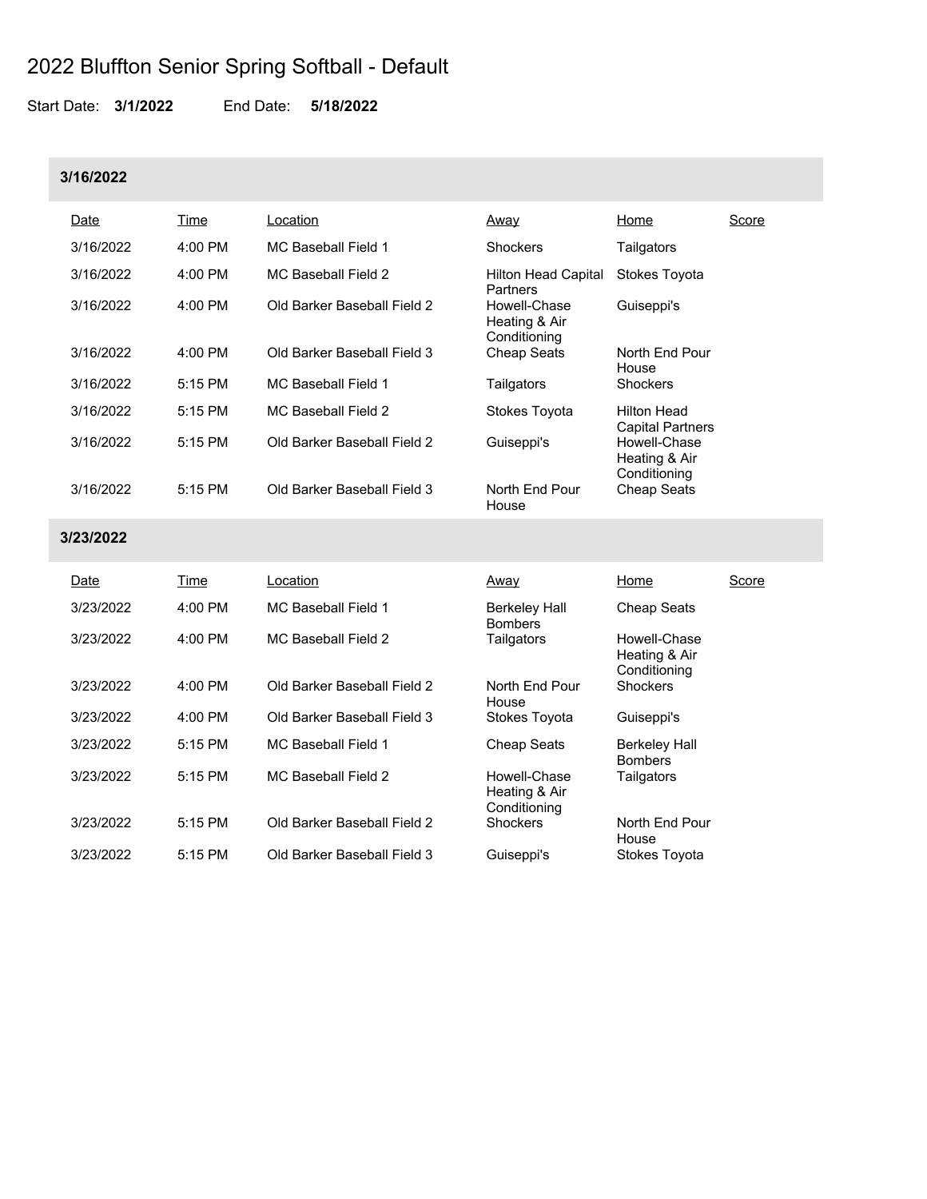# 2022 Bluffton Senior Spring Softball - Default

Start Date: **3/1/2022** End Date: **5/18/2022**

## 3/16/2022

| Date | Time | Location | Away | Home | Score |
|---|---|---|---|---|---|
| 3/16/2022 | 4:00 PM | MC Baseball Field 1 | Shockers | Tailgators | |
| 3/16/2022 | 4:00 PM | MC Baseball Field 2 | Hilton Head Capital Partners | Stokes Toyota | |
| 3/16/2022 | 4:00 PM | Old Barker Baseball Field 2 | Howell-Chase Heating & Air Conditioning | Guiseppi's | |
| 3/16/2022 | 4:00 PM | Old Barker Baseball Field 3 | Cheap Seats | North End Pour House | |
| 3/16/2022 | 5:15 PM | MC Baseball Field 1 | Tailgators | Shockers | |
| 3/16/2022 | 5:15 PM | MC Baseball Field 2 | Stokes Toyota | Hilton Head Capital Partners | |
| 3/16/2022 | 5:15 PM | Old Barker Baseball Field 2 | Guiseppi's | Howell-Chase Heating & Air Conditioning | |
| 3/16/2022 | 5:15 PM | Old Barker Baseball Field 3 | North End Pour House | Cheap Seats | |

## 3/23/2022

| Date | Time | Location | Away | Home | Score |
|---|---|---|---|---|---|
| 3/23/2022 | 4:00 PM | MC Baseball Field 1 | Berkeley Hall Bombers | Cheap Seats | |
| 3/23/2022 | 4:00 PM | MC Baseball Field 2 | Tailgators | Howell-Chase Heating & Air Conditioning | |
| 3/23/2022 | 4:00 PM | Old Barker Baseball Field 2 | North End Pour House | Shockers | |
| 3/23/2022 | 4:00 PM | Old Barker Baseball Field 3 | Stokes Toyota | Guiseppi's | |
| 3/23/2022 | 5:15 PM | MC Baseball Field 1 | Cheap Seats | Berkeley Hall Bombers | |
| 3/23/2022 | 5:15 PM | MC Baseball Field 2 | Howell-Chase Heating & Air Conditioning | Tailgators | |
| 3/23/2022 | 5:15 PM | Old Barker Baseball Field 2 | Shockers | North End Pour House | |
| 3/23/2022 | 5:15 PM | Old Barker Baseball Field 3 | Guiseppi's | Stokes Toyota | |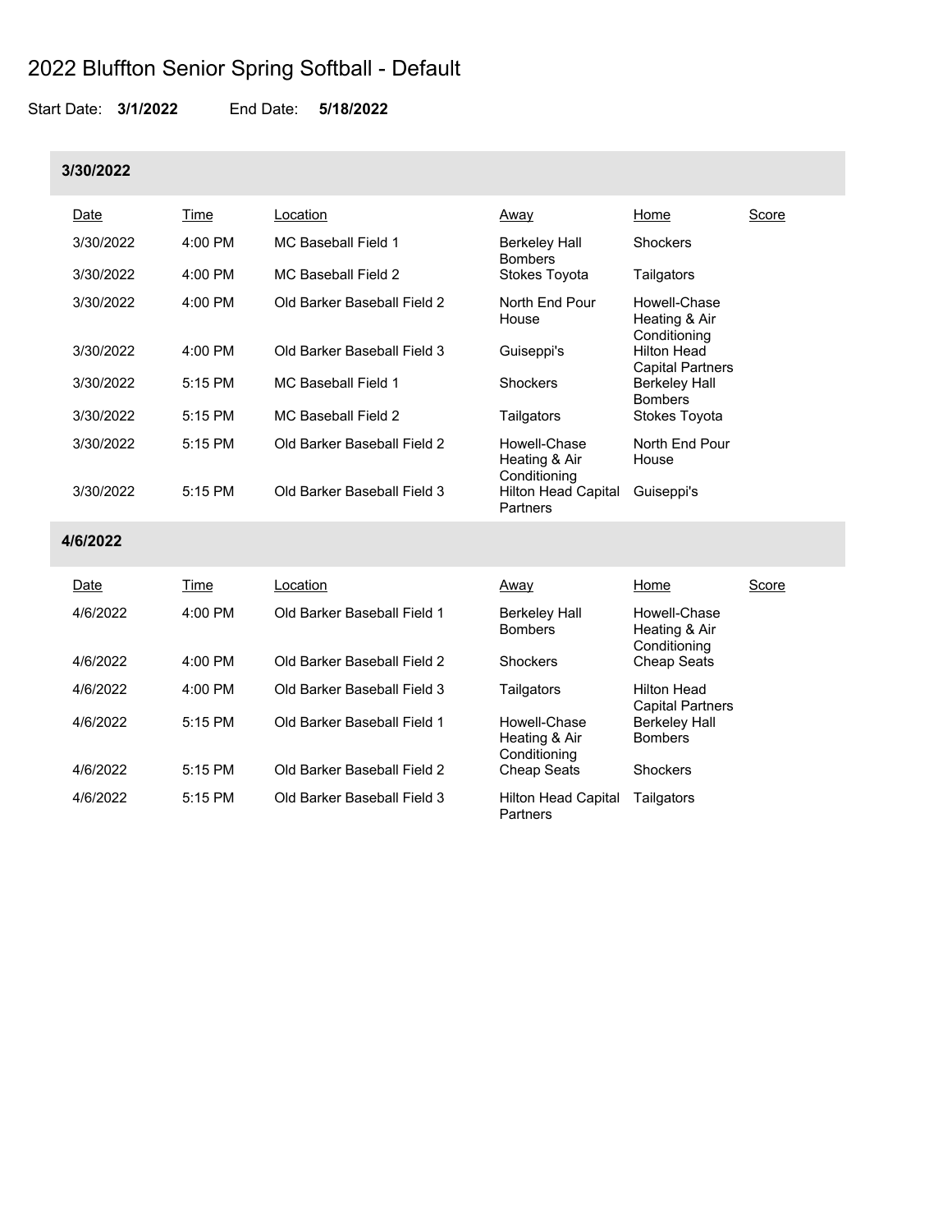# 2022 Bluffton Senior Spring Softball - Default

Start Date: **3/1/2022** End Date: **5/18/2022**

## 3/30/2022

| Date | Time | Location | Away | Home | Score |
|---|---|---|---|---|---|
| 3/30/2022 | 4:00 PM | MC Baseball Field 1 | Berkeley Hall Bombers | Shockers | |
| 3/30/2022 | 4:00 PM | MC Baseball Field 2 | Stokes Toyota | Tailgators | |
| 3/30/2022 | 4:00 PM | Old Barker Baseball Field 2 | North End Pour House | Howell-Chase Heating & Air Conditioning | |
| 3/30/2022 | 4:00 PM | Old Barker Baseball Field 3 | Guiseppi's | Hilton Head Capital Partners | |
| 3/30/2022 | 5:15 PM | MC Baseball Field 1 | Shockers | Berkeley Hall Bombers | |
| 3/30/2022 | 5:15 PM | MC Baseball Field 2 | Tailgators | Stokes Toyota | |
| 3/30/2022 | 5:15 PM | Old Barker Baseball Field 2 | Howell-Chase Heating & Air Conditioning | North End Pour House | |
| 3/30/2022 | 5:15 PM | Old Barker Baseball Field 3 | Hilton Head Capital Partners | Guiseppi's | |

## 4/6/2022

| Date | Time | Location | Away | Home | Score |
|---|---|---|---|---|---|
| 4/6/2022 | 4:00 PM | Old Barker Baseball Field 1 | Berkeley Hall Bombers | Howell-Chase Heating & Air Conditioning | |
| 4/6/2022 | 4:00 PM | Old Barker Baseball Field 2 | Shockers | Cheap Seats | |
| 4/6/2022 | 4:00 PM | Old Barker Baseball Field 3 | Tailgators | Hilton Head Capital Partners | |
| 4/6/2022 | 5:15 PM | Old Barker Baseball Field 1 | Howell-Chase Heating & Air Conditioning | Berkeley Hall Bombers | |
| 4/6/2022 | 5:15 PM | Old Barker Baseball Field 2 | Cheap Seats | Shockers | |
| 4/6/2022 | 5:15 PM | Old Barker Baseball Field 3 | Hilton Head Capital Partners | Tailgators | |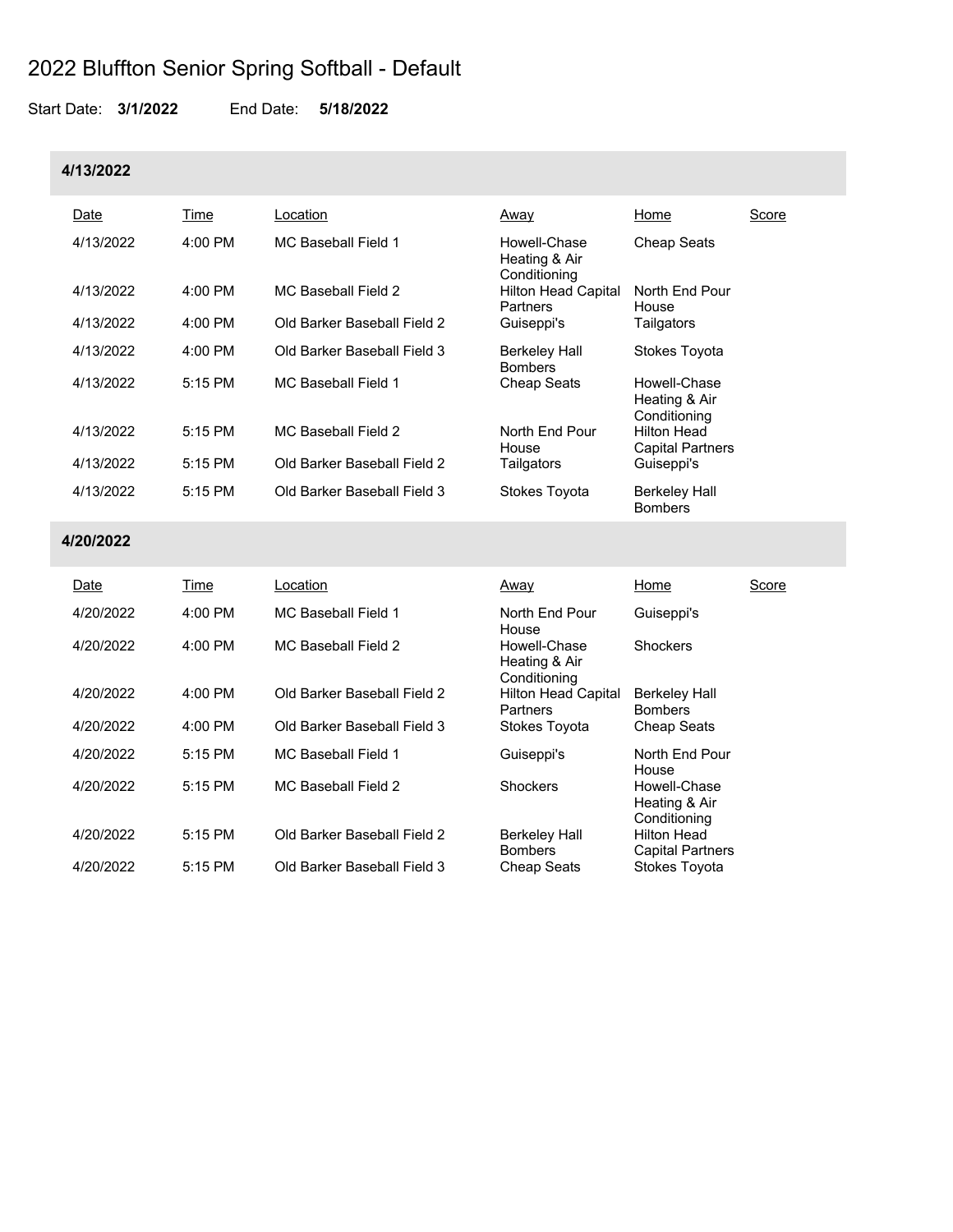# 2022 Bluffton Senior Spring Softball - Default

Start Date: **3/1/2022** End Date: **5/18/2022**

## 4/13/2022

| Date | Time | Location | Away | Home | Score |
|---|---|---|---|---|---|
| 4/13/2022 | 4:00 PM | MC Baseball Field 1 | Howell-Chase Heating & Air Conditioning | Cheap Seats | |
| 4/13/2022 | 4:00 PM | MC Baseball Field 2 | Hilton Head Capital Partners | North End Pour House | |
| 4/13/2022 | 4:00 PM | Old Barker Baseball Field 2 | Guiseppi's | Tailgators | |
| 4/13/2022 | 4:00 PM | Old Barker Baseball Field 3 | Berkeley Hall Bombers | Stokes Toyota | |
| 4/13/2022 | 5:15 PM | MC Baseball Field 1 | Cheap Seats | Howell-Chase Heating & Air Conditioning | |
| 4/13/2022 | 5:15 PM | MC Baseball Field 2 | North End Pour House | Hilton Head Capital Partners | |
| 4/13/2022 | 5:15 PM | Old Barker Baseball Field 2 | Tailgators | Guiseppi's | |
| 4/13/2022 | 5:15 PM | Old Barker Baseball Field 3 | Stokes Toyota | Berkeley Hall Bombers | |

## 4/20/2022

| Date | Time | Location | Away | Home | Score |
|---|---|---|---|---|---|
| 4/20/2022 | 4:00 PM | MC Baseball Field 1 | North End Pour House | Guiseppi's | |
| 4/20/2022 | 4:00 PM | MC Baseball Field 2 | Howell-Chase Heating & Air Conditioning | Shockers | |
| 4/20/2022 | 4:00 PM | Old Barker Baseball Field 2 | Hilton Head Capital Partners | Berkeley Hall Bombers | |
| 4/20/2022 | 4:00 PM | Old Barker Baseball Field 3 | Stokes Toyota | Cheap Seats | |
| 4/20/2022 | 5:15 PM | MC Baseball Field 1 | Guiseppi's | North End Pour House | |
| 4/20/2022 | 5:15 PM | MC Baseball Field 2 | Shockers | Howell-Chase Heating & Air Conditioning | |
| 4/20/2022 | 5:15 PM | Old Barker Baseball Field 2 | Berkeley Hall Bombers | Hilton Head Capital Partners | |
| 4/20/2022 | 5:15 PM | Old Barker Baseball Field 3 | Cheap Seats | Stokes Toyota | |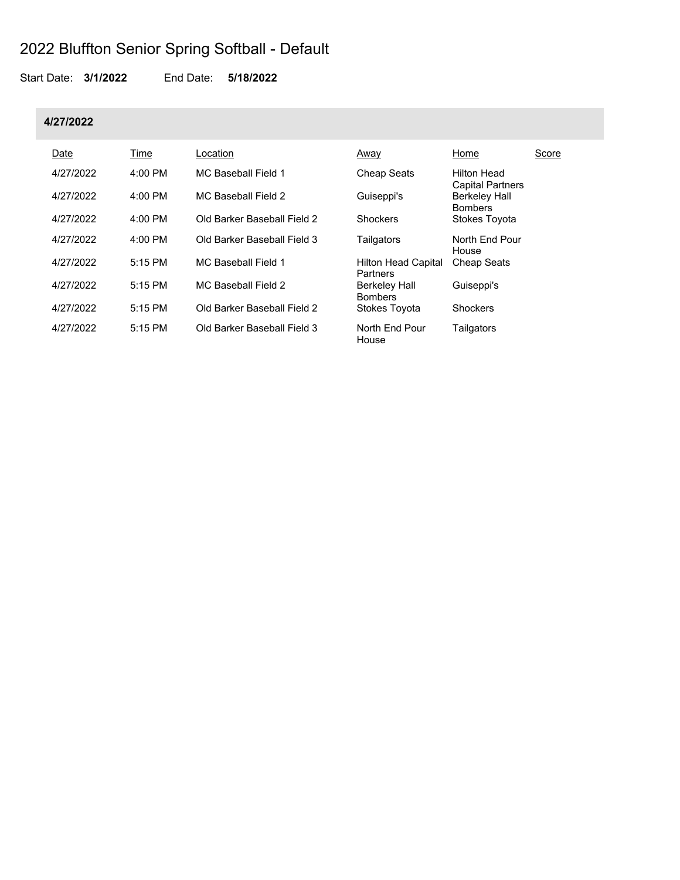# 2022 Bluffton Senior Spring Softball - Default

Start Date: **3/1/2022** End Date: **5/18/2022**

## 4/27/2022

| Date | Time | Location | Away | Home | Score |
| --- | --- | --- | --- | --- | --- |
| 4/27/2022 | 4:00 PM | MC Baseball Field 1 | Cheap Seats | Hilton Head Capital Partners | |
| 4/27/2022 | 4:00 PM | MC Baseball Field 2 | Guiseppi's | Berkeley Hall Bombers | |
| 4/27/2022 | 4:00 PM | Old Barker Baseball Field 2 | Shockers | Stokes Toyota | |
| 4/27/2022 | 4:00 PM | Old Barker Baseball Field 3 | Tailgators | North End Pour House | |
| 4/27/2022 | 5:15 PM | MC Baseball Field 1 | Hilton Head Capital Partners | Cheap Seats | |
| 4/27/2022 | 5:15 PM | MC Baseball Field 2 | Berkeley Hall Bombers | Guiseppi's | |
| 4/27/2022 | 5:15 PM | Old Barker Baseball Field 2 | Stokes Toyota | Shockers | |
| 4/27/2022 | 5:15 PM | Old Barker Baseball Field 3 | North End Pour House | Tailgators | |